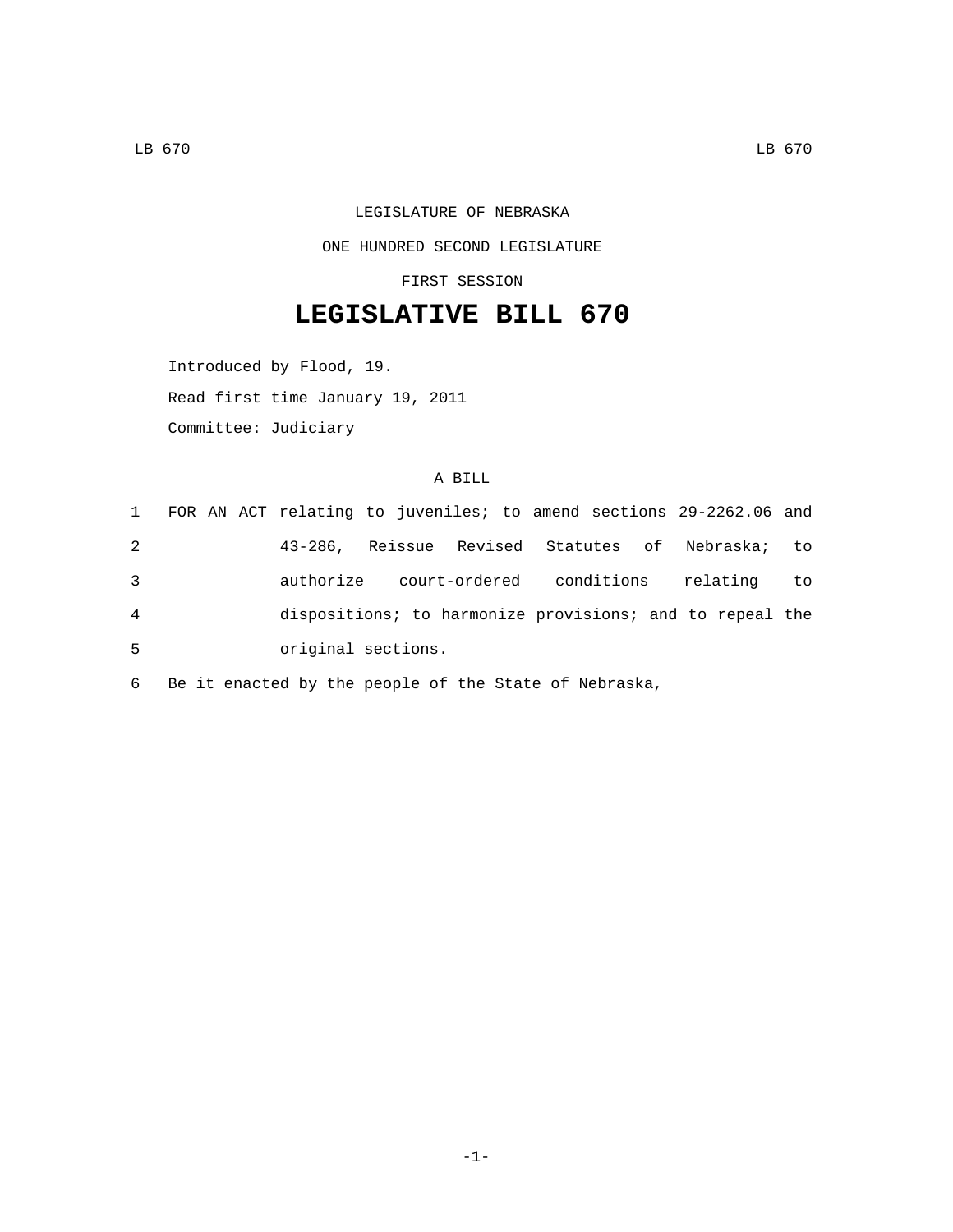LEGISLATURE OF NEBRASKA

ONE HUNDRED SECOND LEGISLATURE

FIRST SESSION

# LEGISLATIVE BILL 670

Introduced by Flood, 19.

Read first time January 19, 2011

Committee: Judiciary

A BILL

1 FOR AN ACT relating to juveniles; to amend sections 29-2262.06 and
2 43-286, Reissue Revised Statutes of Nebraska; to
3 authorize court-ordered conditions relating to
4 dispositions; to harmonize provisions; and to repeal the
5 original sections.

6 Be it enacted by the people of the State of Nebraska,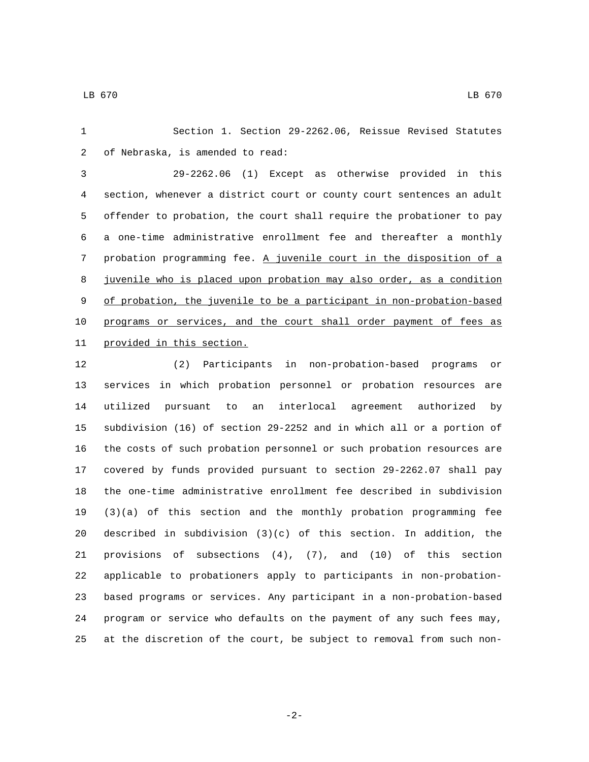Section 1. Section 29-2262.06, Reissue Revised Statutes of Nebraska, is amended to read:

29-2262.06 (1) Except as otherwise provided in this section, whenever a district court or county court sentences an adult offender to probation, the court shall require the probationer to pay a one-time administrative enrollment fee and thereafter a monthly probation programming fee. <u>A juvenile court in the disposition of a juvenile who is placed upon probation may also order, as a condition of probation, the juvenile to be a participant in non-probation-based programs or services, and the court shall order payment of fees as provided in this section.</u>

(2) Participants in non-probation-based programs or services in which probation personnel or probation resources are utilized pursuant to an interlocal agreement authorized by subdivision (16) of section 29-2252 and in which all or a portion of the costs of such probation personnel or such probation resources are covered by funds provided pursuant to section 29-2262.07 shall pay the one-time administrative enrollment fee described in subdivision (3)(a) of this section and the monthly probation programming fee described in subdivision (3)(c) of this section. In addition, the provisions of subsections (4), (7), and (10) of this section applicable to probationers apply to participants in non-probation-based programs or services. Any participant in a non-probation-based program or service who defaults on the payment of any such fees may, at the discretion of the court, be subject to removal from such non-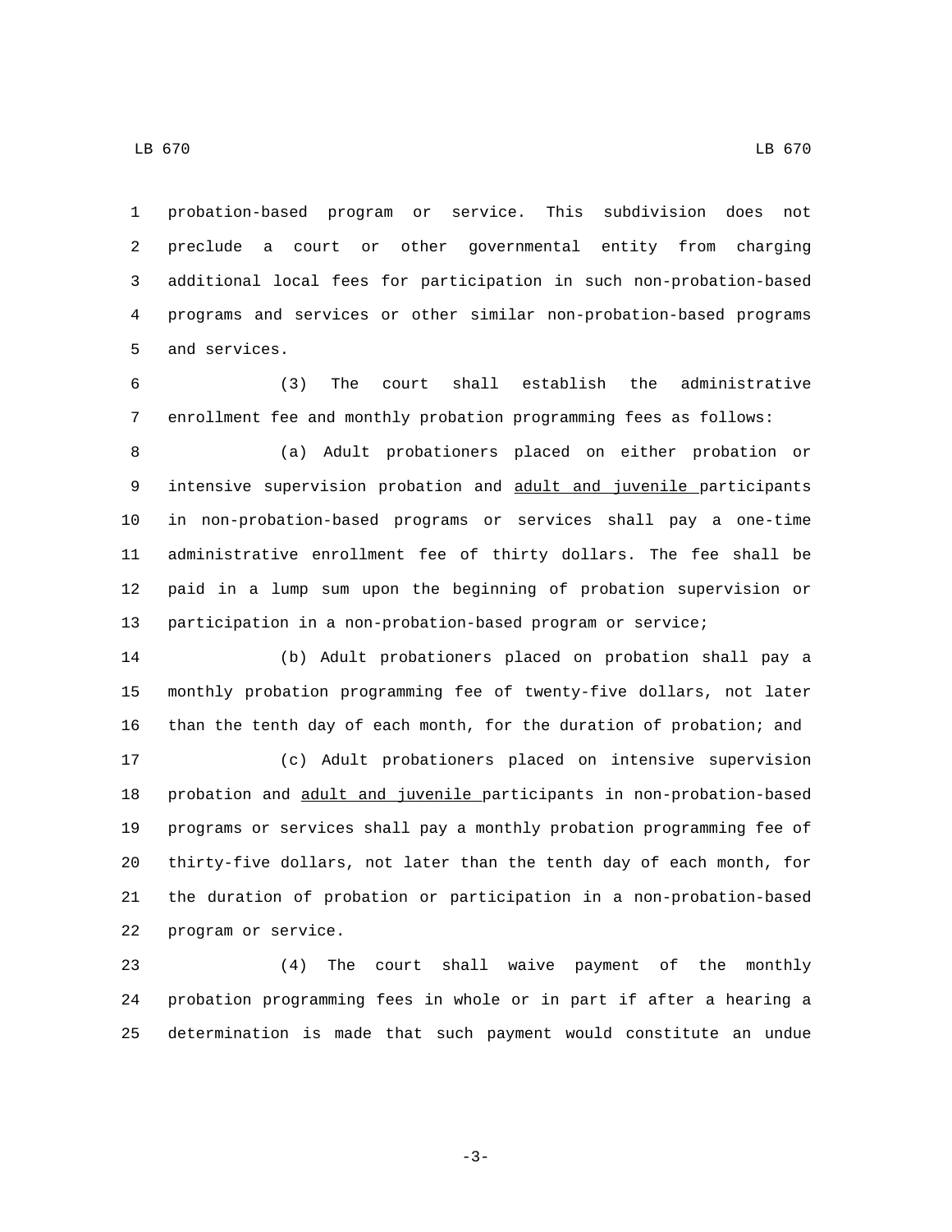probation-based program or service. This subdivision does not preclude a court or other governmental entity from charging additional local fees for participation in such non-probation-based programs and services or other similar non-probation-based programs and services.

(3) The court shall establish the administrative enrollment fee and monthly probation programming fees as follows:

(a) Adult probationers placed on either probation or intensive supervision probation and <u>adult and juvenile</u> participants in non-probation-based programs or services shall pay a one-time administrative enrollment fee of thirty dollars. The fee shall be paid in a lump sum upon the beginning of probation supervision or participation in a non-probation-based program or service;

(b) Adult probationers placed on probation shall pay a monthly probation programming fee of twenty-five dollars, not later than the tenth day of each month, for the duration of probation; and

(c) Adult probationers placed on intensive supervision probation and <u>adult and juvenile</u> participants in non-probation-based programs or services shall pay a monthly probation programming fee of thirty-five dollars, not later than the tenth day of each month, for the duration of probation or participation in a non-probation-based program or service.

(4) The court shall waive payment of the monthly probation programming fees in whole or in part if after a hearing a determination is made that such payment would constitute an undue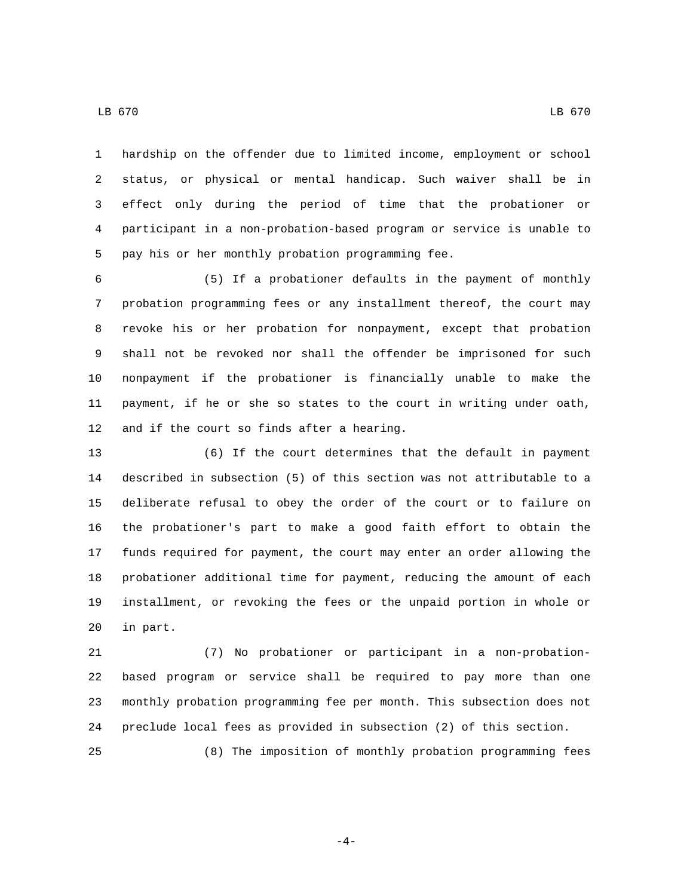hardship on the offender due to limited income, employment or school status, or physical or mental handicap. Such waiver shall be in effect only during the period of time that the probationer or participant in a non-probation-based program or service is unable to pay his or her monthly probation programming fee.

(5) If a probationer defaults in the payment of monthly probation programming fees or any installment thereof, the court may revoke his or her probation for nonpayment, except that probation shall not be revoked nor shall the offender be imprisoned for such nonpayment if the probationer is financially unable to make the payment, if he or she so states to the court in writing under oath, and if the court so finds after a hearing.

(6) If the court determines that the default in payment described in subsection (5) of this section was not attributable to a deliberate refusal to obey the order of the court or to failure on the probationer's part to make a good faith effort to obtain the funds required for payment, the court may enter an order allowing the probationer additional time for payment, reducing the amount of each installment, or revoking the fees or the unpaid portion in whole or in part.

(7) No probationer or participant in a non-probation-based program or service shall be required to pay more than one monthly probation programming fee per month. This subsection does not preclude local fees as provided in subsection (2) of this section.

(8) The imposition of monthly probation programming fees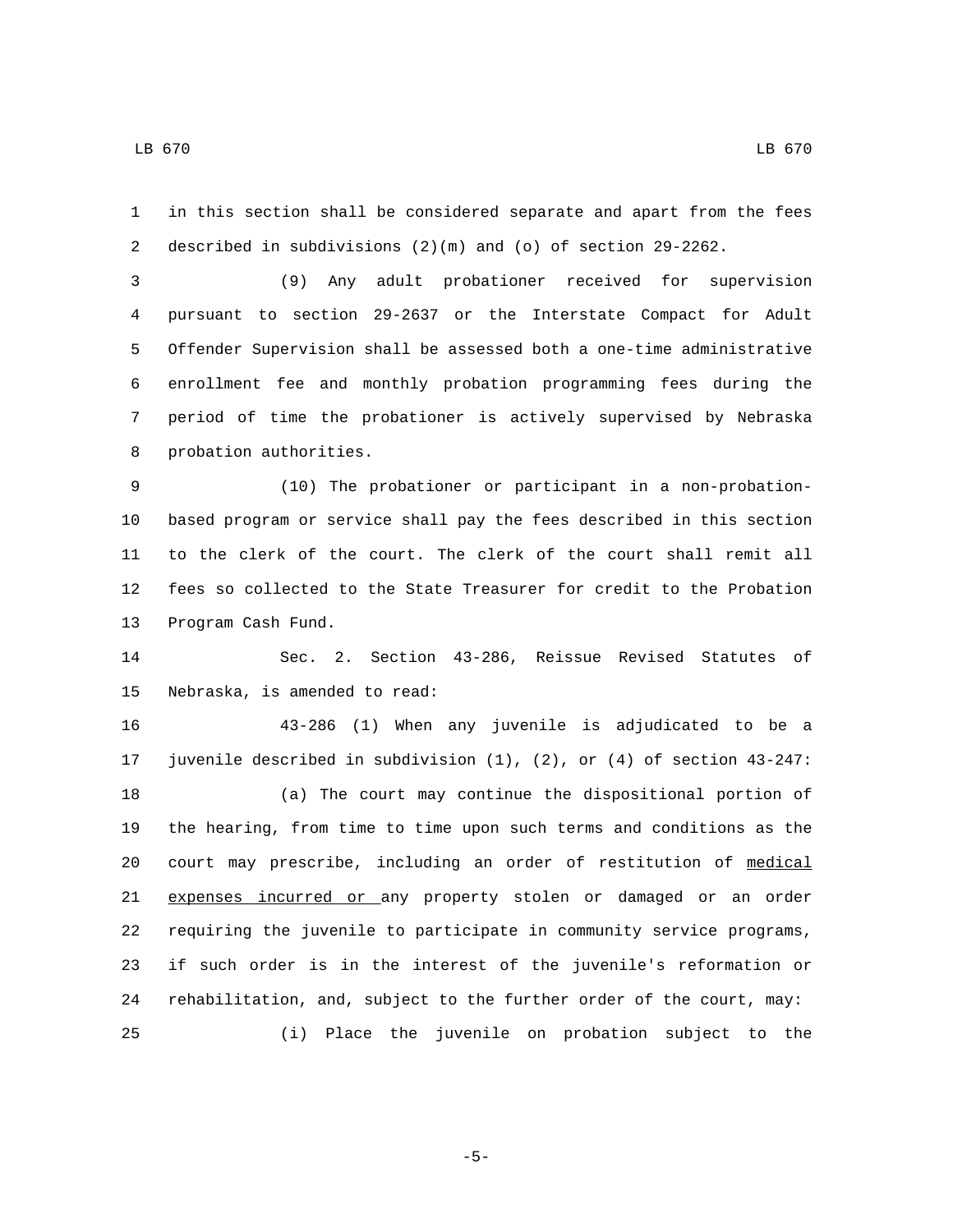in this section shall be considered separate and apart from the fees described in subdivisions (2)(m) and (o) of section 29-2262.

(9) Any adult probationer received for supervision pursuant to section 29-2637 or the Interstate Compact for Adult Offender Supervision shall be assessed both a one-time administrative enrollment fee and monthly probation programming fees during the period of time the probationer is actively supervised by Nebraska probation authorities.

(10) The probationer or participant in a non-probation-based program or service shall pay the fees described in this section to the clerk of the court. The clerk of the court shall remit all fees so collected to the State Treasurer for credit to the Probation Program Cash Fund.

Sec. 2. Section 43-286, Reissue Revised Statutes of Nebraska, is amended to read:

43-286 (1) When any juvenile is adjudicated to be a juvenile described in subdivision (1), (2), or (4) of section 43-247:

(a) The court may continue the dispositional portion of the hearing, from time to time upon such terms and conditions as the court may prescribe, including an order of restitution of <u>medical expenses incurred or</u> any property stolen or damaged or an order requiring the juvenile to participate in community service programs, if such order is in the interest of the juvenile's reformation or rehabilitation, and, subject to the further order of the court, may:

(i) Place the juvenile on probation subject to the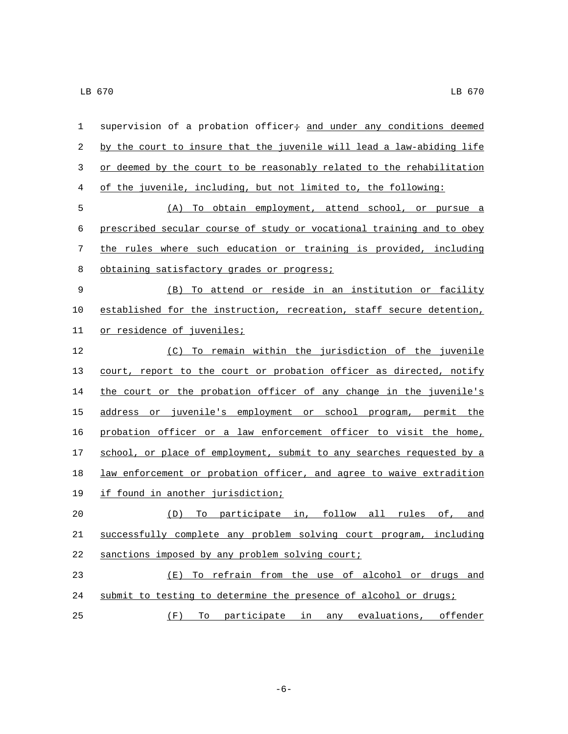supervision of a probation officer; and under any conditions deemed by the court to insure that the juvenile will lead a law-abiding life or deemed by the court to be reasonably related to the rehabilitation of the juvenile, including, but not limited to, the following:

(A) To obtain employment, attend school, or pursue a prescribed secular course of study or vocational training and to obey the rules where such education or training is provided, including obtaining satisfactory grades or progress;

(B) To attend or reside in an institution or facility established for the instruction, recreation, staff secure detention, or residence of juveniles;

(C) To remain within the jurisdiction of the juvenile court, report to the court or probation officer as directed, notify the court or the probation officer of any change in the juvenile's address or juvenile's employment or school program, permit the probation officer or a law enforcement officer to visit the home, school, or place of employment, submit to any searches requested by a law enforcement or probation officer, and agree to waive extradition if found in another jurisdiction;

(D) To participate in, follow all rules of, and successfully complete any problem solving court program, including sanctions imposed by any problem solving court;

(E) To refrain from the use of alcohol or drugs and submit to testing to determine the presence of alcohol or drugs;

(F) To participate in any evaluations, offender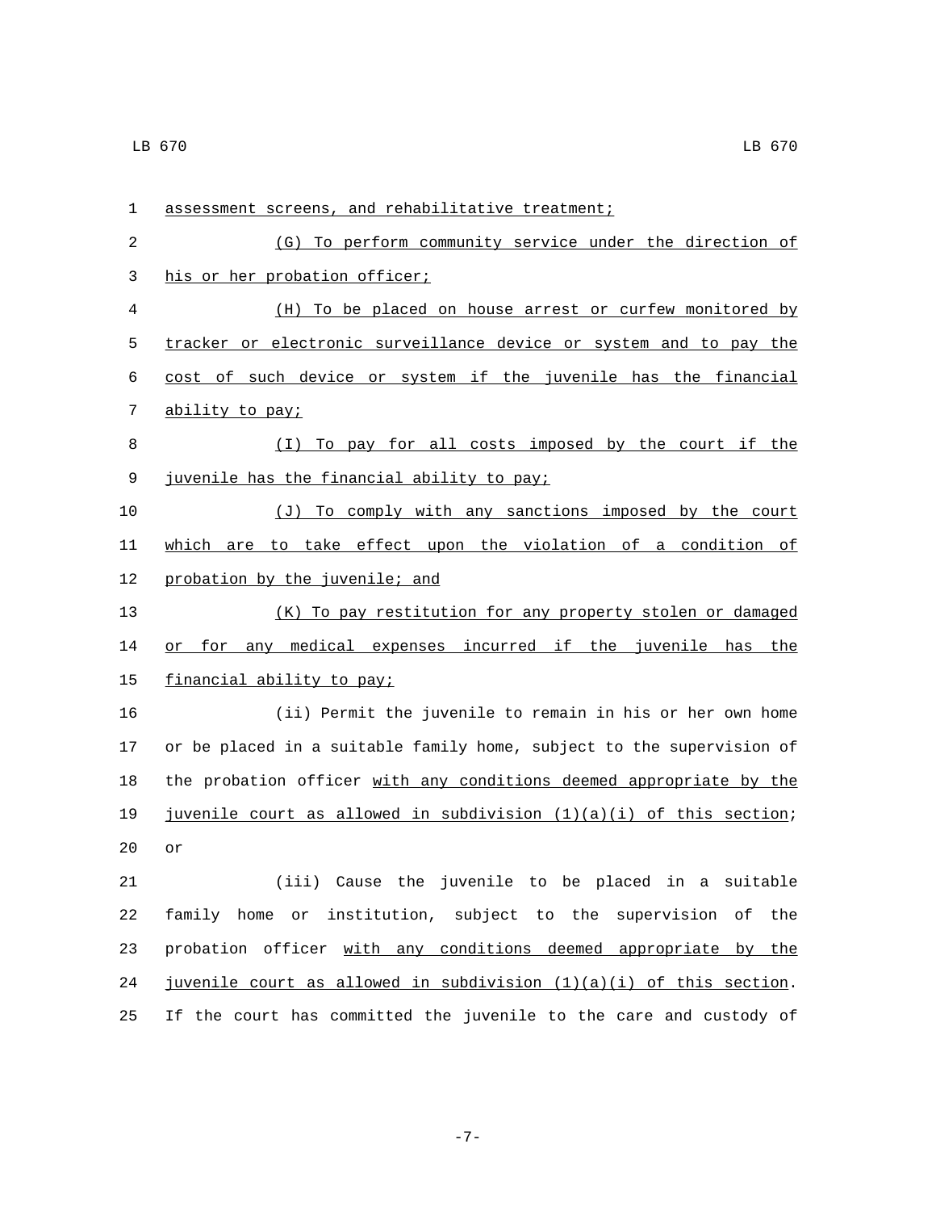assessment screens, and rehabilitative treatment;

(G) To perform community service under the direction of his or her probation officer;

(H) To be placed on house arrest or curfew monitored by tracker or electronic surveillance device or system and to pay the cost of such device or system if the juvenile has the financial ability to pay;

(I) To pay for all costs imposed by the court if the juvenile has the financial ability to pay;

(J) To comply with any sanctions imposed by the court which are to take effect upon the violation of a condition of probation by the juvenile; and

(K) To pay restitution for any property stolen or damaged or for any medical expenses incurred if the juvenile has the financial ability to pay;

(ii) Permit the juvenile to remain in his or her own home or be placed in a suitable family home, subject to the supervision of the probation officer with any conditions deemed appropriate by the juvenile court as allowed in subdivision (1)(a)(i) of this section; or

(iii) Cause the juvenile to be placed in a suitable family home or institution, subject to the supervision of the probation officer with any conditions deemed appropriate by the juvenile court as allowed in subdivision (1)(a)(i) of this section. If the court has committed the juvenile to the care and custody of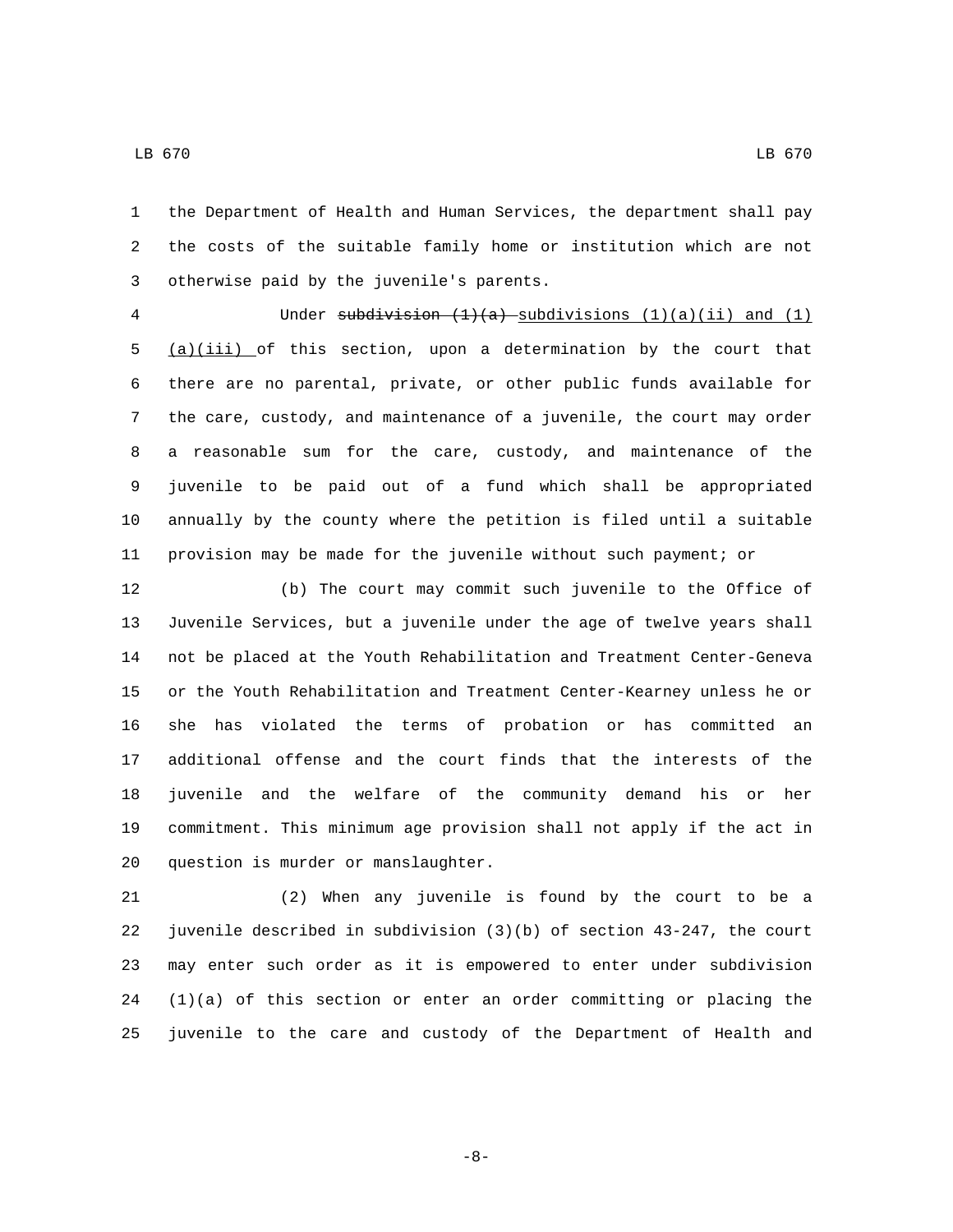the Department of Health and Human Services, the department shall pay the costs of the suitable family home or institution which are not otherwise paid by the juvenile's parents.

Under ~~subdivision (1)(a)~~ subdivisions (1)(a)(ii) and (1)(a)(iii) of this section, upon a determination by the court that there are no parental, private, or other public funds available for the care, custody, and maintenance of a juvenile, the court may order a reasonable sum for the care, custody, and maintenance of the juvenile to be paid out of a fund which shall be appropriated annually by the county where the petition is filed until a suitable provision may be made for the juvenile without such payment; or

(b) The court may commit such juvenile to the Office of Juvenile Services, but a juvenile under the age of twelve years shall not be placed at the Youth Rehabilitation and Treatment Center-Geneva or the Youth Rehabilitation and Treatment Center-Kearney unless he or she has violated the terms of probation or has committed an additional offense and the court finds that the interests of the juvenile and the welfare of the community demand his or her commitment. This minimum age provision shall not apply if the act in question is murder or manslaughter.

(2) When any juvenile is found by the court to be a juvenile described in subdivision (3)(b) of section 43-247, the court may enter such order as it is empowered to enter under subdivision (1)(a) of this section or enter an order committing or placing the juvenile to the care and custody of the Department of Health and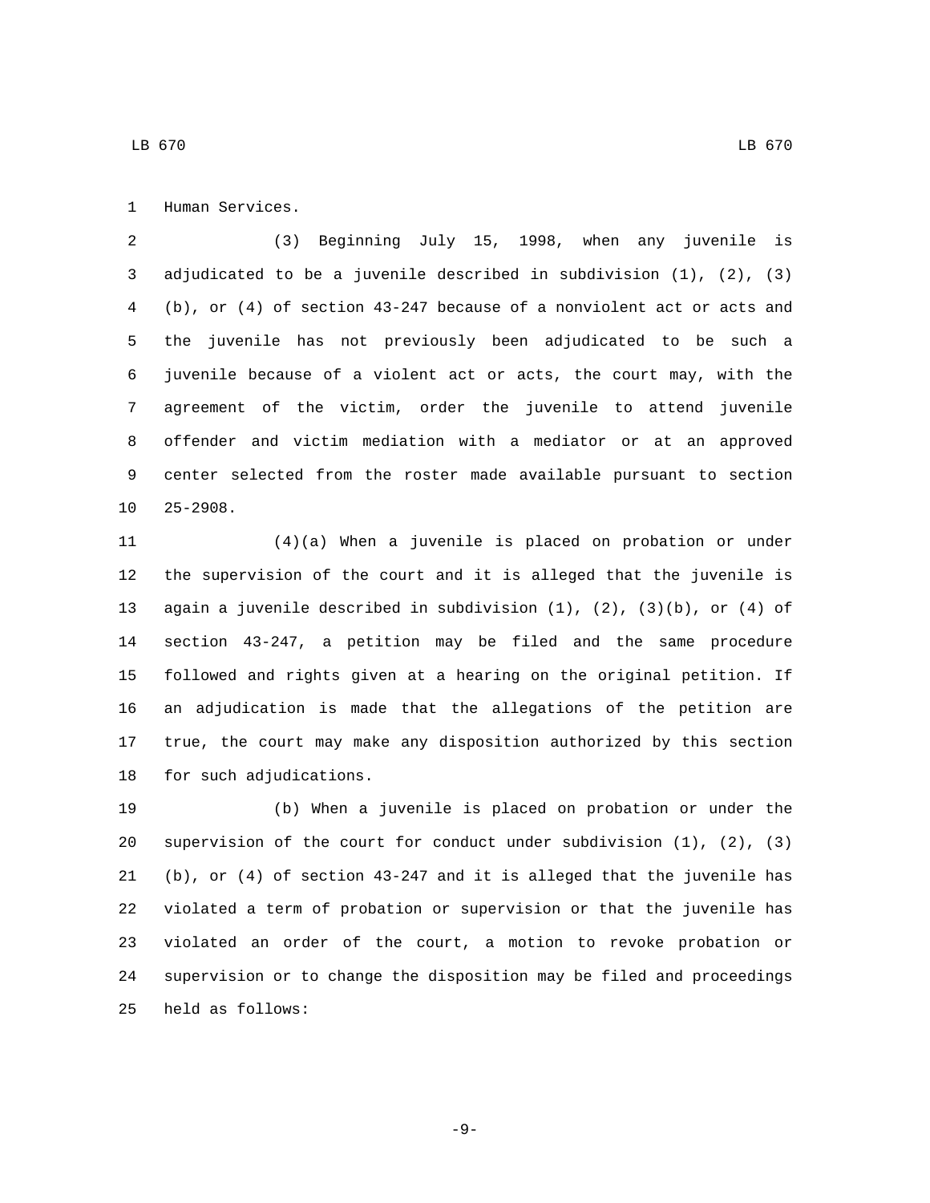Human Services.

(3) Beginning July 15, 1998, when any juvenile is adjudicated to be a juvenile described in subdivision (1), (2), (3)(b), or (4) of section 43-247 because of a nonviolent act or acts and the juvenile has not previously been adjudicated to be such a juvenile because of a violent act or acts, the court may, with the agreement of the victim, order the juvenile to attend juvenile offender and victim mediation with a mediator or at an approved center selected from the roster made available pursuant to section 25-2908.

(4)(a) When a juvenile is placed on probation or under the supervision of the court and it is alleged that the juvenile is again a juvenile described in subdivision (1), (2), (3)(b), or (4) of section 43-247, a petition may be filed and the same procedure followed and rights given at a hearing on the original petition. If an adjudication is made that the allegations of the petition are true, the court may make any disposition authorized by this section for such adjudications.

(b) When a juvenile is placed on probation or under the supervision of the court for conduct under subdivision (1), (2), (3)(b), or (4) of section 43-247 and it is alleged that the juvenile has violated a term of probation or supervision or that the juvenile has violated an order of the court, a motion to revoke probation or supervision or to change the disposition may be filed and proceedings held as follows: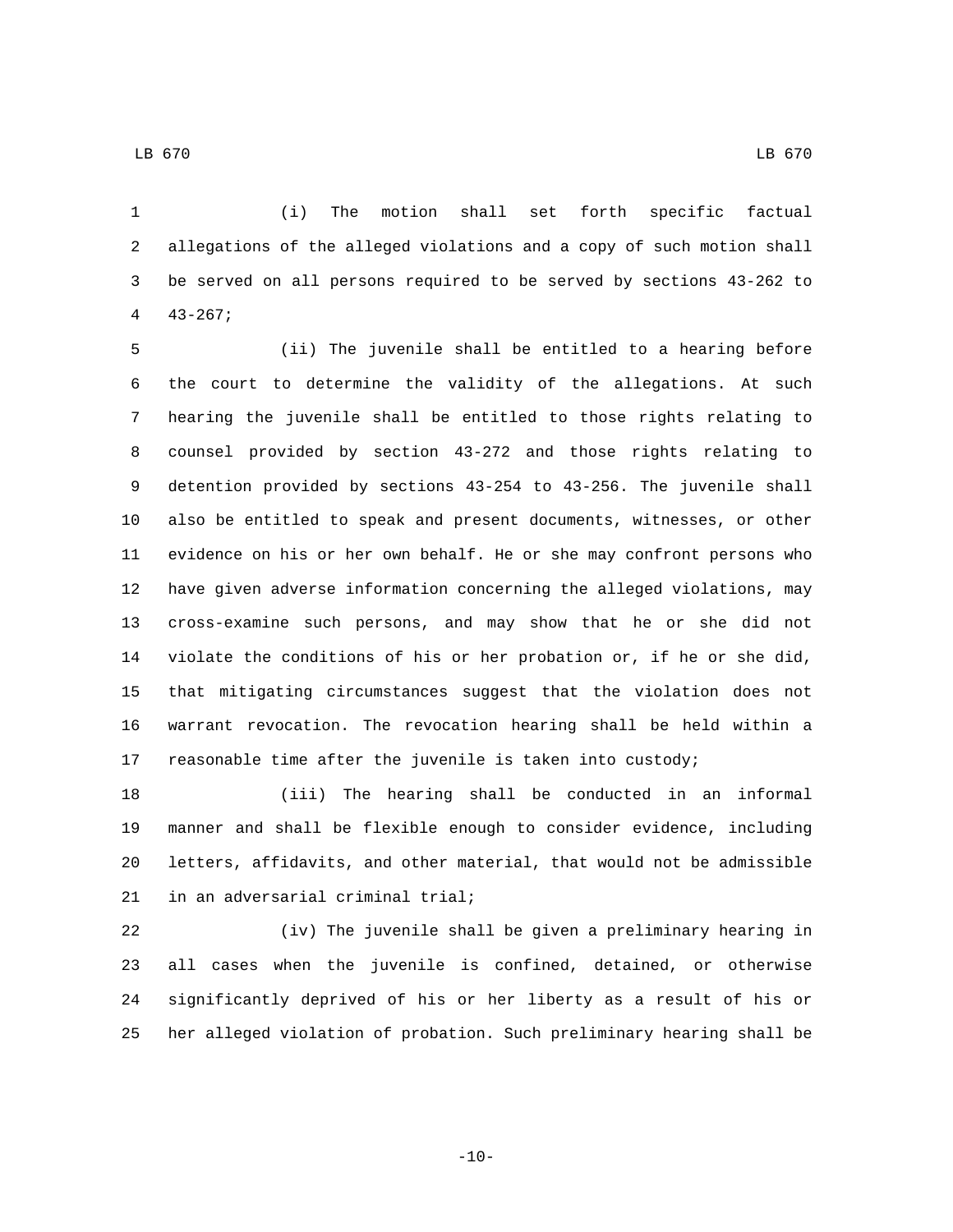(i) The motion shall set forth specific factual allegations of the alleged violations and a copy of such motion shall be served on all persons required to be served by sections 43-262 to 43-267;

(ii) The juvenile shall be entitled to a hearing before the court to determine the validity of the allegations. At such hearing the juvenile shall be entitled to those rights relating to counsel provided by section 43-272 and those rights relating to detention provided by sections 43-254 to 43-256. The juvenile shall also be entitled to speak and present documents, witnesses, or other evidence on his or her own behalf. He or she may confront persons who have given adverse information concerning the alleged violations, may cross-examine such persons, and may show that he or she did not violate the conditions of his or her probation or, if he or she did, that mitigating circumstances suggest that the violation does not warrant revocation. The revocation hearing shall be held within a reasonable time after the juvenile is taken into custody;

(iii) The hearing shall be conducted in an informal manner and shall be flexible enough to consider evidence, including letters, affidavits, and other material, that would not be admissible in an adversarial criminal trial;

(iv) The juvenile shall be given a preliminary hearing in all cases when the juvenile is confined, detained, or otherwise significantly deprived of his or her liberty as a result of his or her alleged violation of probation. Such preliminary hearing shall be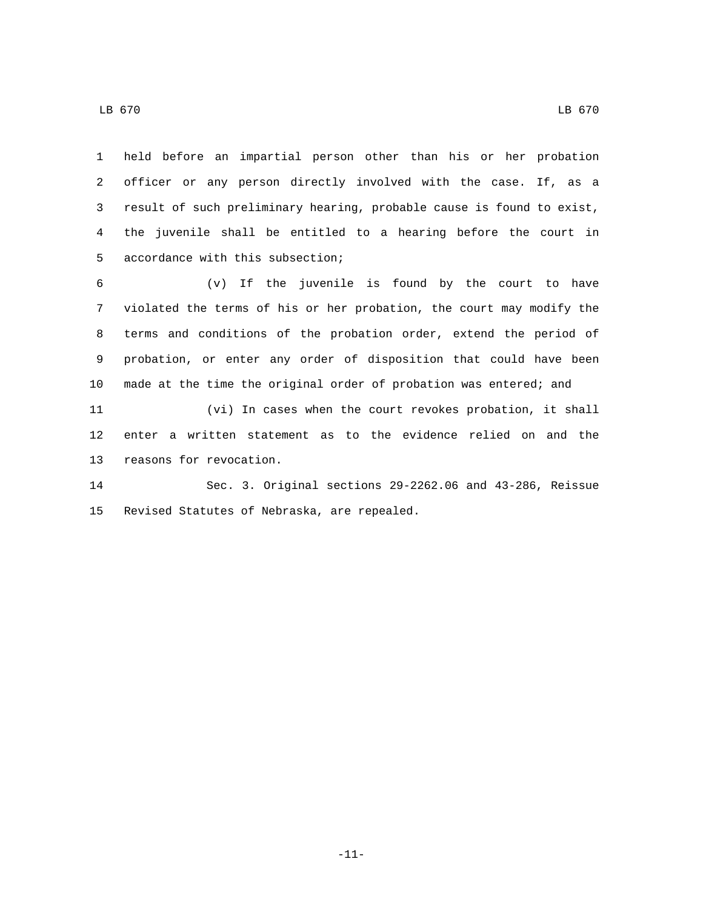held before an impartial person other than his or her probation officer or any person directly involved with the case. If, as a result of such preliminary hearing, probable cause is found to exist, the juvenile shall be entitled to a hearing before the court in accordance with this subsection;

(v) If the juvenile is found by the court to have violated the terms of his or her probation, the court may modify the terms and conditions of the probation order, extend the period of probation, or enter any order of disposition that could have been made at the time the original order of probation was entered; and

(vi) In cases when the court revokes probation, it shall enter a written statement as to the evidence relied on and the reasons for revocation.

Sec. 3. Original sections 29-2262.06 and 43-286, Reissue Revised Statutes of Nebraska, are repealed.